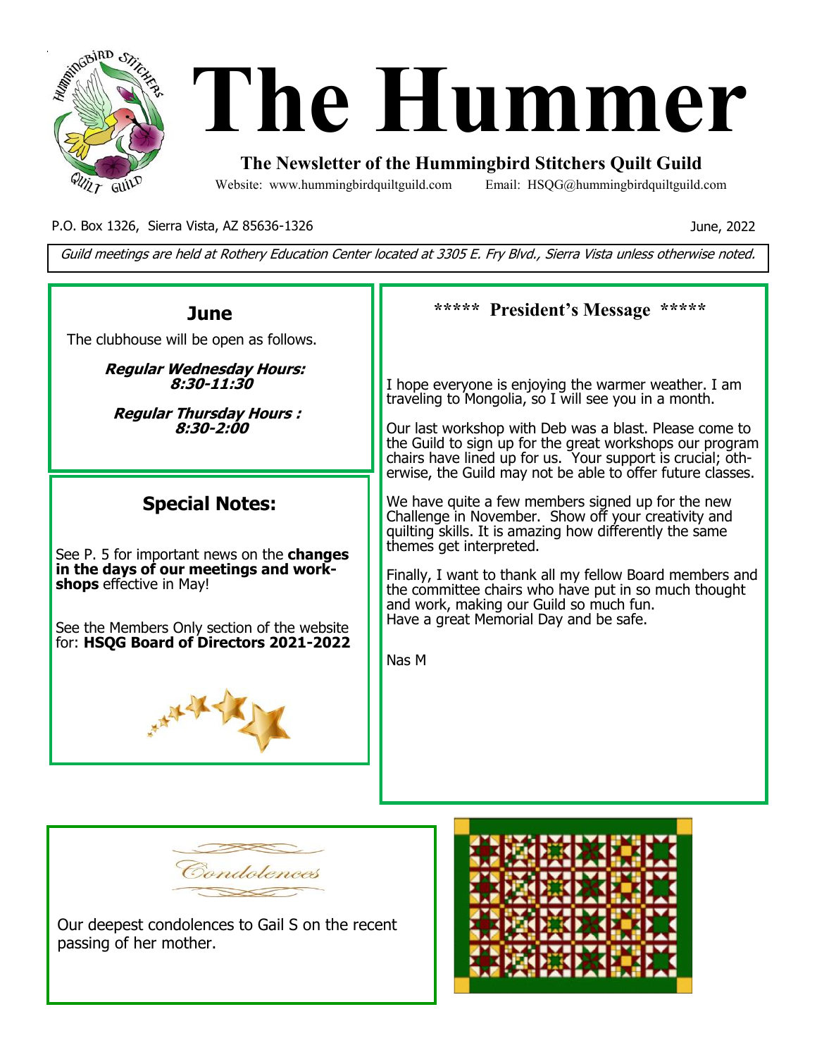# The Hummer

**The Newsletter of the Hummingbird Stitchers Quilt Guild**

Website: www.hummingbirdquiltguild.com Email: HSQG@hummingbirdquiltguild.com

P.O. Box 1326, Sierra Vista, AZ 85636-1326

June, 2022

*Guild meetings are held at Rothery Education Center located at 3305 E. Fry Blvd., Sierra Vista unless otherwise noted.*

## June

The clubhouse will be open as follows.

***Regular Wednesday Hours: 8:30-11:30***

***Regular Thursday Hours : 8:30-2:00***

## Special Notes:

See P. 5 for important news on the **changes in the days of our meetings and workshops** effective in May!

See the Members Only section of the website for: **HSQG Board of Directors 2021-2022**

## ***** President's Message *****

I hope everyone is enjoying the warmer weather. I am traveling to Mongolia, so I will see you in a month.

Our last workshop with Deb was a blast. Please come to the Guild to sign up for the great workshops our program chairs have lined up for us. Your support is crucial; otherwise, the Guild may not be able to offer future classes.

We have quite a few members signed up for the new Challenge in November. Show off your creativity and quilting skills. It is amazing how differently the same themes get interpreted.

Finally, I want to thank all my fellow Board members and the committee chairs who have put in so much thought and work, making our Guild so much fun.
Have a great Memorial Day and be safe.

Nas M

## Condolences

Our deepest condolences to Gail S on the recent passing of her mother.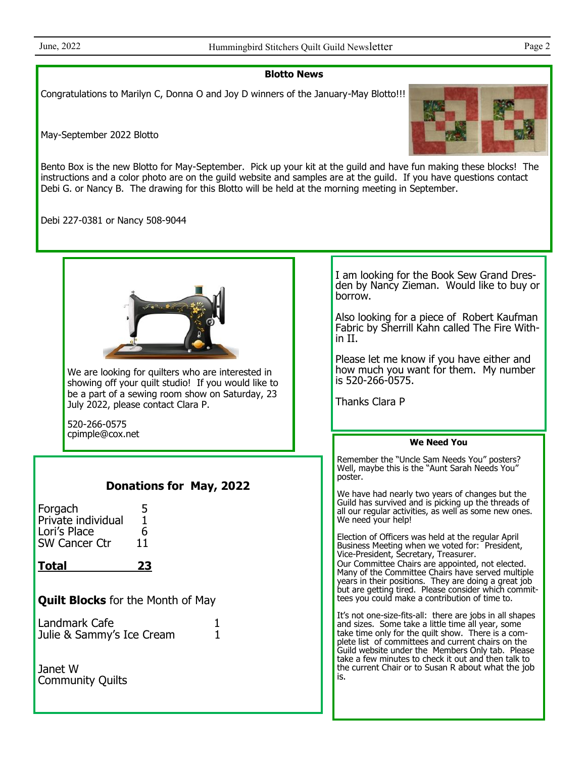## Blotto News

Congratulations to Marilyn C, Donna O and Joy D winners of the January-May Blotto!!!

May-September 2022 Blotto

Bento Box is the new Blotto for May-September. Pick up your kit at the guild and have fun making these blocks! The instructions and a color photo are on the guild website and samples are at the guild. If you have questions contact Debi G. or Nancy B. The drawing for this Blotto will be held at the morning meeting in September.

Debi 227-0381 or Nancy 508-9044

---

We are looking for quilters who are interested in showing off your quilt studio! If you would like to be a part of a sewing room show on Saturday, 23 July 2022, please contact Clara P.

520-266-0575
cpimple@cox.net

---

I am looking for the Book Sew Grand Dresden by Nancy Zieman. Would like to buy or borrow.

Also looking for a piece of Robert Kaufman Fabric by Sherrill Kahn called The Fire Within II.

Please let me know if you have either and how much you want for them. My number is 520-266-0575.

Thanks Clara P

---

## Donations for May, 2022

| | |
|---|---|
| Forgach | 5 |
| Private individual | 1 |
| Lori's Place | 6 |
| SW Cancer Ctr | 11 |
| **Total** | **23** |

**Quilt Blocks** for the Month of May

| | |
|---|---|
| Landmark Cafe | 1 |
| Julie & Sammy's Ice Cream | 1 |

Janet W
Community Quilts

---

## We Need You

Remember the "Uncle Sam Needs You" posters? Well, maybe this is the "Aunt Sarah Needs You" poster.

We have had nearly two years of changes but the Guild has survived and is picking up the threads of all our regular activities, as well as some new ones. We need your help!

Election of Officers was held at the regular April Business Meeting when we voted for: President, Vice-President, Secretary, Treasurer.
Our Committee Chairs are appointed, not elected. Many of the Committee Chairs have served multiple years in their positions. They are doing a great job but are getting tired. Please consider which committees you could make a contribution of time to.

It's not one-size-fits-all: there are jobs in all shapes and sizes. Some take a little time all year, some take time only for the quilt show. There is a complete list of committees and current chairs on the Guild website under the Members Only tab. Please take a few minutes to check it out and then talk to the current Chair or to Susan R about what the job is.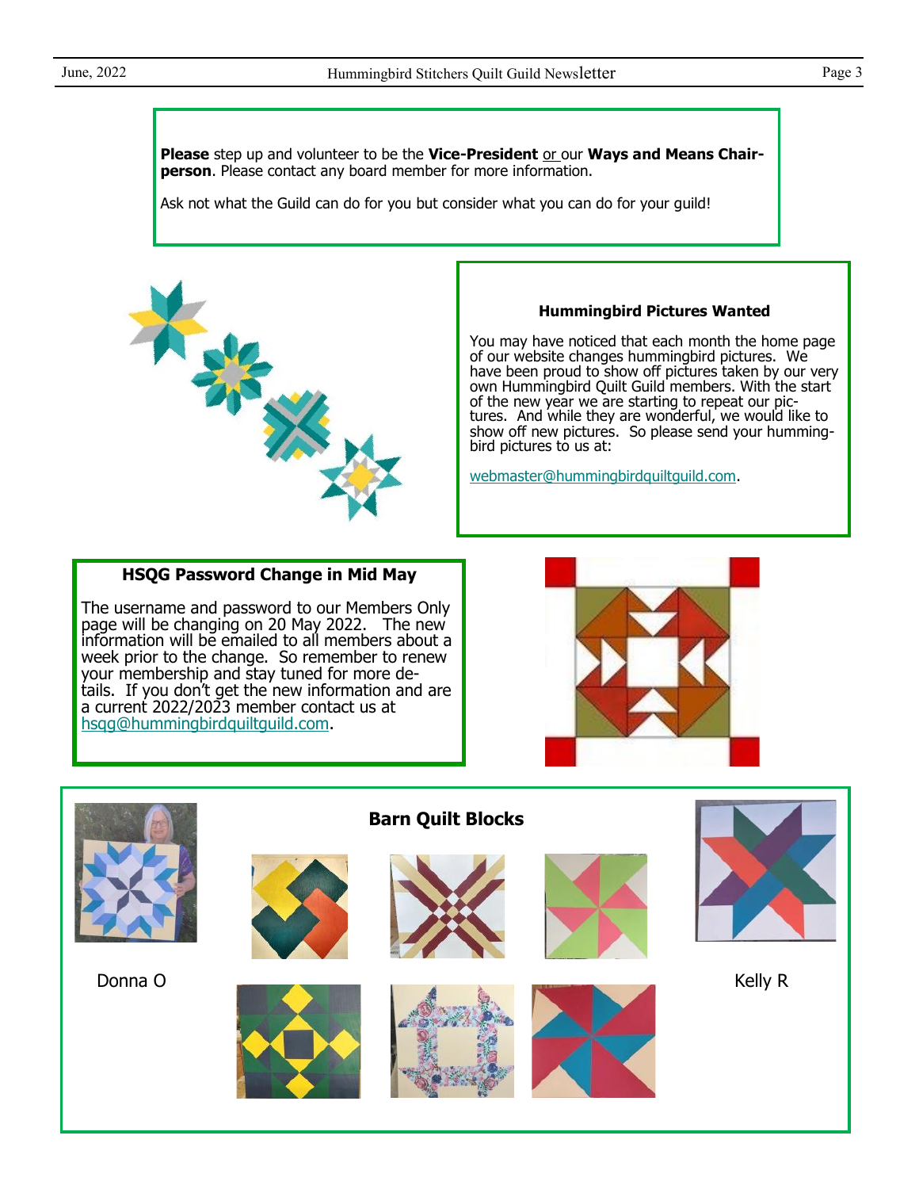**Please** step up and volunteer to be the **Vice-President** or our **Ways and Means Chairperson**. Please contact any board member for more information.

Ask not what the Guild can do for you but consider what you can do for your guild!

### Hummingbird Pictures Wanted

You may have noticed that each month the home page of our website changes hummingbird pictures. We have been proud to show off pictures taken by our very own Hummingbird Quilt Guild members. With the start of the new year we are starting to repeat our pictures. And while they are wonderful, we would like to show off new pictures. So please send your hummingbird pictures to us at:

webmaster@hummingbirdquiltguild.com.

### HSQG Password Change in Mid May

The username and password to our Members Only page will be changing on 20 May 2022. The new information will be emailed to all members about a week prior to the change. So remember to renew your membership and stay tuned for more details. If you don't get the new information and are a current 2022/2023 member contact us at hsqg@hummingbirdquiltguild.com.

### Barn Quilt Blocks

Donna O

Kelly R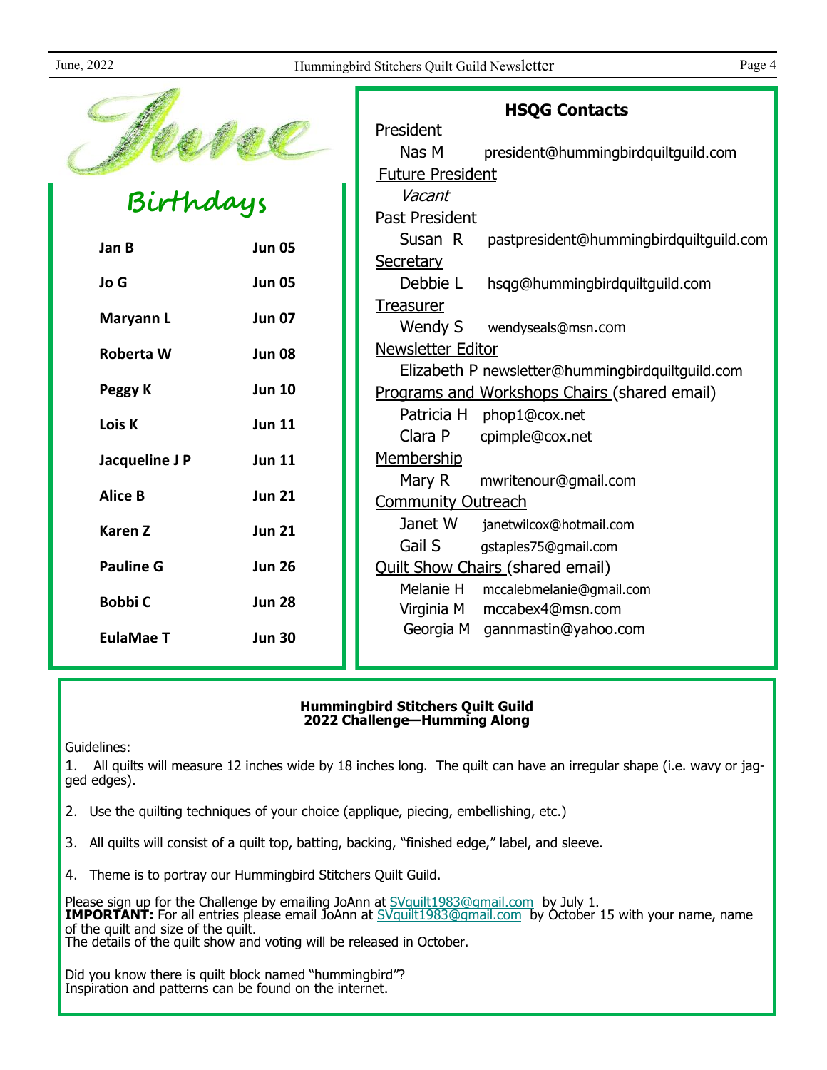# June

## Birthdays

| | |
|---|---|
| **Jan B** | **Jun 05** |
| **Jo G** | **Jun 05** |
| **Maryann L** | **Jun 07** |
| **Roberta W** | **Jun 08** |
| **Peggy K** | **Jun 10** |
| **Lois K** | **Jun 11** |
| **Jacqueline J P** | **Jun 11** |
| **Alice B** | **Jun 21** |
| **Karen Z** | **Jun 21** |
| **Pauline G** | **Jun 26** |
| **Bobbi C** | **Jun 28** |
| **EulaMae T** | **Jun 30** |

## HSQG Contacts

President
- Nas M president@hummingbirdquiltguild.com

Future President
- *Vacant*

Past President
- Susan R pastpresident@hummingbirdquiltguild.com

Secretary
- Debbie L hsqg@hummingbirdquiltguild.com

Treasurer
- Wendy S wendyseals@msn.com

Newsletter Editor
- Elizabeth P newsletter@hummingbirdquiltguild.com

Programs and Workshops Chairs (shared email)
- Patricia H phop1@cox.net
- Clara P cpimple@cox.net

Membership
- Mary R mwritenour@gmail.com

Community Outreach
- Janet W janetwilcox@hotmail.com
- Gail S gstaples75@gmail.com

Quilt Show Chairs (shared email)
- Melanie H mccalebmelanie@gmail.com
- Virginia M mccabex4@msn.com
- Georgia M gannmastin@yahoo.com

**Hummingbird Stitchers Quilt Guild**
**2022 Challenge—Humming Along**

Guidelines:

1. All quilts will measure 12 inches wide by 18 inches long. The quilt can have an irregular shape (i.e. wavy or jagged edges).
2. Use the quilting techniques of your choice (applique, piecing, embellishing, etc.)
3. All quilts will consist of a quilt top, batting, backing, "finished edge," label, and sleeve.
4. Theme is to portray our Hummingbird Stitchers Quilt Guild.

Please sign up for the Challenge by emailing JoAnn at SVquilt1983@gmail.com by July 1.
**IMPORTANT:** For all entries please email JoAnn at SVquilt1983@gmail.com by October 15 with your name, name of the quilt and size of the quilt.
The details of the quilt show and voting will be released in October.

Did you know there is quilt block named "hummingbird"?
Inspiration and patterns can be found on the internet.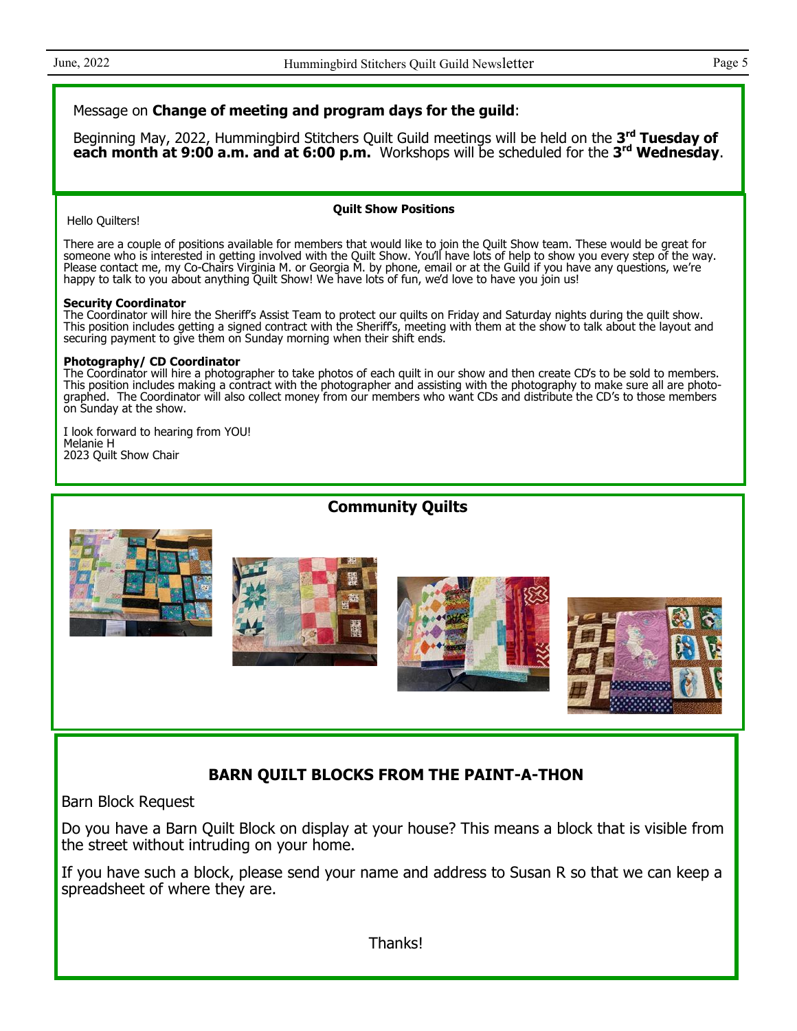Message on **Change of meeting and program days for the guild**:

Beginning May, 2022, Hummingbird Stitchers Quilt Guild meetings will be held on the **3rd Tuesday of each month at 9:00 a.m. and at 6:00 p.m.** Workshops will be scheduled for the **3rd Wednesday**.

### Quilt Show Positions

Hello Quilters!

There are a couple of positions available for members that would like to join the Quilt Show team. These would be great for someone who is interested in getting involved with the Quilt Show. You'll have lots of help to show you every step of the way. Please contact me, my Co-Chairs Virginia M. or Georgia M. by phone, email or at the Guild if you have any questions, we're happy to talk to you about anything Quilt Show! We have lots of fun, we'd love to have you join us!

**Security Coordinator**
The Coordinator will hire the Sheriff's Assist Team to protect our quilts on Friday and Saturday nights during the quilt show. This position includes getting a signed contract with the Sheriff's, meeting with them at the show to talk about the layout and securing payment to give them on Sunday morning when their shift ends.

**Photography/ CD Coordinator**
The Coordinator will hire a photographer to take photos of each quilt in our show and then create CD's to be sold to members. This position includes making a contract with the photographer and assisting with the photography to make sure all are photographed. The Coordinator will also collect money from our members who want CDs and distribute the CD's to those members on Sunday at the show.

I look forward to hearing from YOU!
Melanie H
2023 Quilt Show Chair

## Community Quilts

## BARN QUILT BLOCKS FROM THE PAINT-A-THON

Barn Block Request

Do you have a Barn Quilt Block on display at your house? This means a block that is visible from the street without intruding on your home.

If you have such a block, please send your name and address to Susan R so that we can keep a spreadsheet of where they are.

Thanks!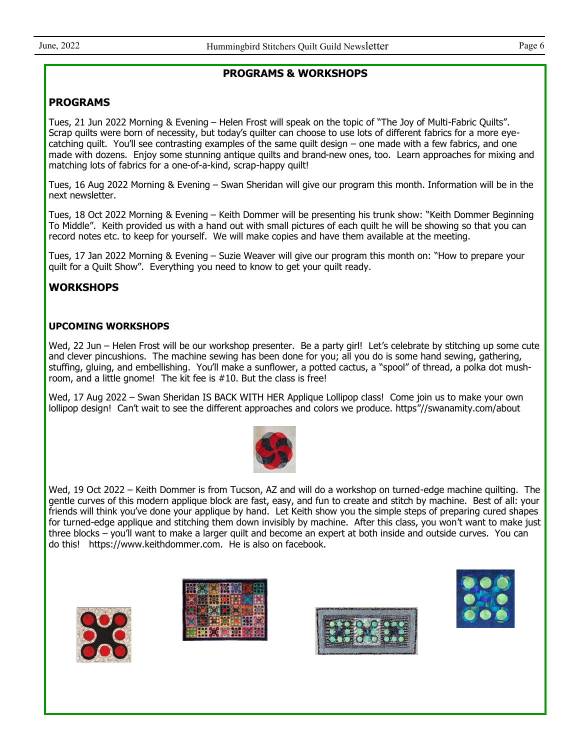## PROGRAMS & WORKSHOPS

### PROGRAMS

Tues, 21 Jun 2022 Morning & Evening – Helen Frost will speak on the topic of "The Joy of Multi-Fabric Quilts". Scrap quilts were born of necessity, but today's quilter can choose to use lots of different fabrics for a more eye-catching quilt. You'll see contrasting examples of the same quilt design – one made with a few fabrics, and one made with dozens. Enjoy some stunning antique quilts and brand-new ones, too. Learn approaches for mixing and matching lots of fabrics for a one-of-a-kind, scrap-happy quilt!

Tues, 16 Aug 2022 Morning & Evening – Swan Sheridan will give our program this month. Information will be in the next newsletter.

Tues, 18 Oct 2022 Morning & Evening – Keith Dommer will be presenting his trunk show: "Keith Dommer Beginning To Middle". Keith provided us with a hand out with small pictures of each quilt he will be showing so that you can record notes etc. to keep for yourself. We will make copies and have them available at the meeting.

Tues, 17 Jan 2022 Morning & Evening – Suzie Weaver will give our program this month on: "How to prepare your quilt for a Quilt Show". Everything you need to know to get your quilt ready.

### WORKSHOPS

#### UPCOMING WORKSHOPS

Wed, 22 Jun – Helen Frost will be our workshop presenter. Be a party girl! Let's celebrate by stitching up some cute and clever pincushions. The machine sewing has been done for you; all you do is some hand sewing, gathering, stuffing, gluing, and embellishing. You'll make a sunflower, a potted cactus, a "spool" of thread, a polka dot mush-room, and a little gnome! The kit fee is #10. But the class is free!

Wed, 17 Aug 2022 – Swan Sheridan IS BACK WITH HER Applique Lollipop class! Come join us to make your own lollipop design! Can't wait to see the different approaches and colors we produce. https"//swanamity.com/about

Wed, 19 Oct 2022 – Keith Dommer is from Tucson, AZ and will do a workshop on turned-edge machine quilting. The gentle curves of this modern applique block are fast, easy, and fun to create and stitch by machine. Best of all: your friends will think you've done your applique by hand. Let Keith show you the simple steps of preparing cured shapes for turned-edge applique and stitching them down invisibly by machine. After this class, you won't want to make just three blocks – you'll want to make a larger quilt and become an expert at both inside and outside curves. You can do this! https://www.keithdommer.com. He is also on facebook.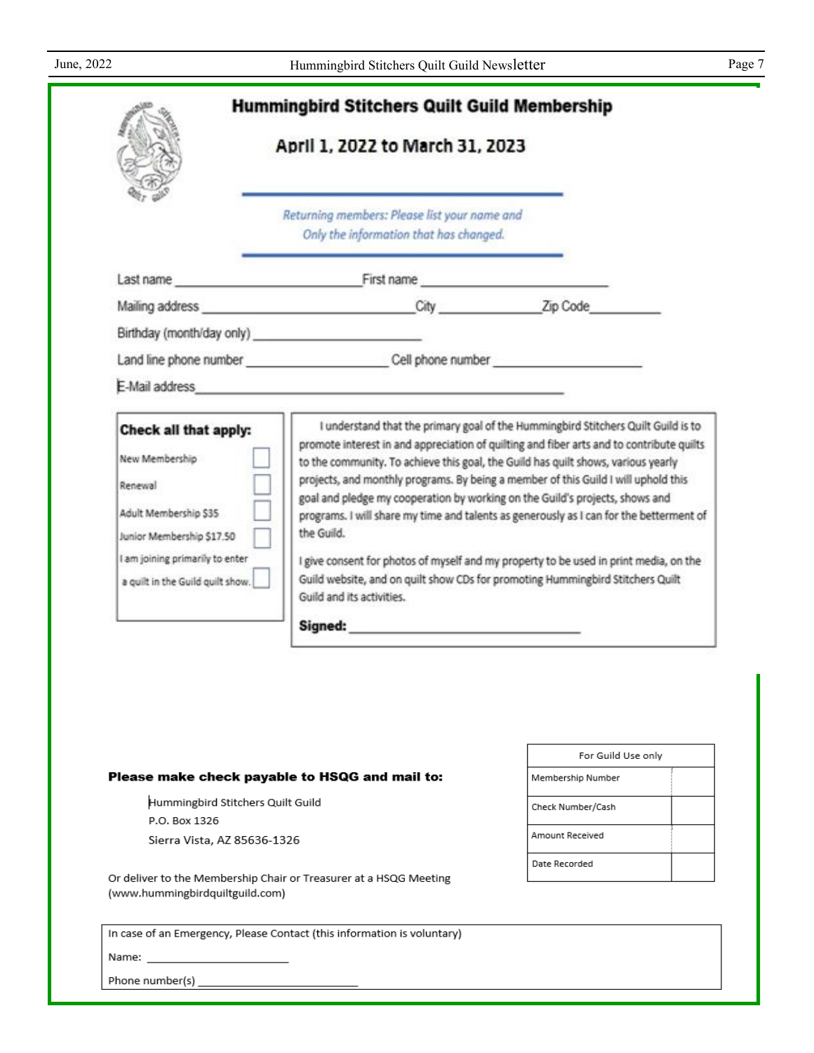# Hummingbird Stitchers Quilt Guild Membership

## April 1, 2022 to March 31, 2023

*Returning members: Please list your name and Only the information that has changed.*

Last name ______________________ First name ______________________

Mailing address ______________________ City ____________ Zip Code________

Birthday (month/day only) ____________________

Land line phone number ________________ Cell phone number ________________

E-Mail address________________________________________________

**Check all that apply:**

- New Membership ☐
- Renewal ☐
- Adult Membership $35 ☐
- Junior Membership $17.50 ☐
- I am joining primarily to enter a quilt in the Guild quilt show. ☐

I understand that the primary goal of the Hummingbird Stitchers Quilt Guild is to promote interest in and appreciation of quilting and fiber arts and to contribute quilts to the community. To achieve this goal, the Guild has quilt shows, various yearly projects, and monthly programs. By being a member of this Guild I will uphold this goal and pledge my cooperation by working on the Guild's projects, shows and programs. I will share my time and talents as generously as I can for the betterment of the Guild.

I give consent for photos of myself and my property to be used in print media, on the Guild website, and on quilt show CDs for promoting Hummingbird Stitchers Quilt Guild and its activities.

**Signed:** ____________________________

**Please make check payable to HSQG and mail to:**

Hummingbird Stitchers Quilt Guild
P.O. Box 1326
Sierra Vista, AZ 85636-1326

Or deliver to the Membership Chair or Treasurer at a HSQG Meeting (www.hummingbirdquiltguild.com)

| For Guild Use only | |
|---|---|
| Membership Number | |
| Check Number/Cash | |
| Amount Received | |
| Date Recorded | |

In case of an Emergency, Please Contact (this information is voluntary)

Name: ____________________

Phone number(s) ______________________